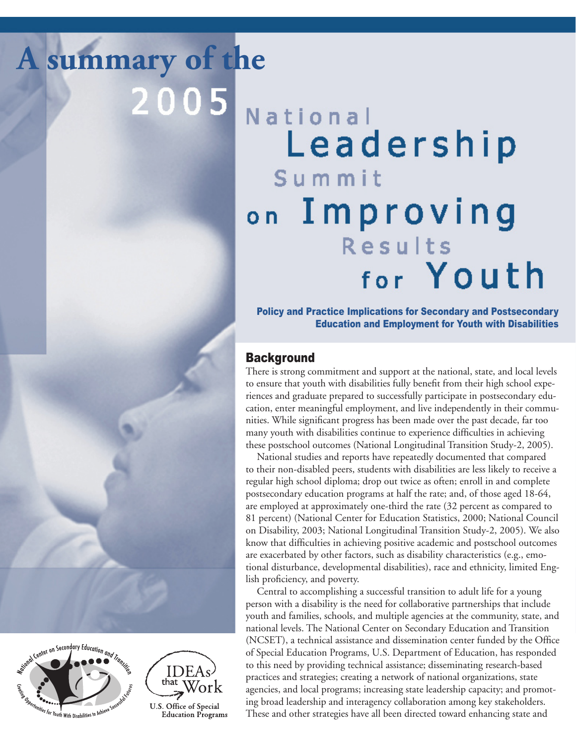# A summary of the 2005 National Leadership Summit on Improving Results for Youth

**Policy and Practice Implications for Secondary and Postsecondary Education and Employment for Youth with Disabilities**

## Background

There is strong commitment and support at the national, state, and local levels to ensure that youth with disabilities fully benefit from their high school experiences and graduate prepared to successfully participate in postsecondary education, enter meaningful employment, and live independently in their communities. While significant progress has been made over the past decade, far too many youth with disabilities continue to experience difficulties in achieving these postschool outcomes (National Longitudinal Transition Study-2, 2005).

National studies and reports have repeatedly documented that compared to their non-disabled peers, students with disabilities are less likely to receive a regular high school diploma; drop out twice as often; enroll in and complete postsecondary education programs at half the rate; and, of those aged 18-64, are employed at approximately one-third the rate (32 percent as compared to 81 percent) (National Center for Education Statistics, 2000; National Council on Disability, 2003; National Longitudinal Transition Study-2, 2005). We also know that difficulties in achieving positive academic and postschool outcomes are exacerbated by other factors, such as disability characteristics (e.g., emotional disturbance, developmental disabilities), race and ethnicity, limited English proficiency, and poverty.

Central to accomplishing a successful transition to adult life for a young person with a disability is the need for collaborative partnerships that include youth and families, schools, and multiple agencies at the community, state, and national levels. The National Center on Secondary Education and Transition (NCSET), a technical assistance and dissemination center funded by the Office of Special Education Programs, U.S. Department of Education, has responded to this need by providing technical assistance; disseminating research-based practices and strategies; creating a network of national organizations, state agencies, and local programs; increasing state leadership capacity; and promoting broad leadership and interagency collaboration among key stakeholders. These and other strategies have all been directed toward enhancing state and

National Center on Secondary Education and Transition — Creating Opportunities for Youth With Disabilities to Achieve Successful Futures

IDEAs that Work — U.S. Office of Special Education Programs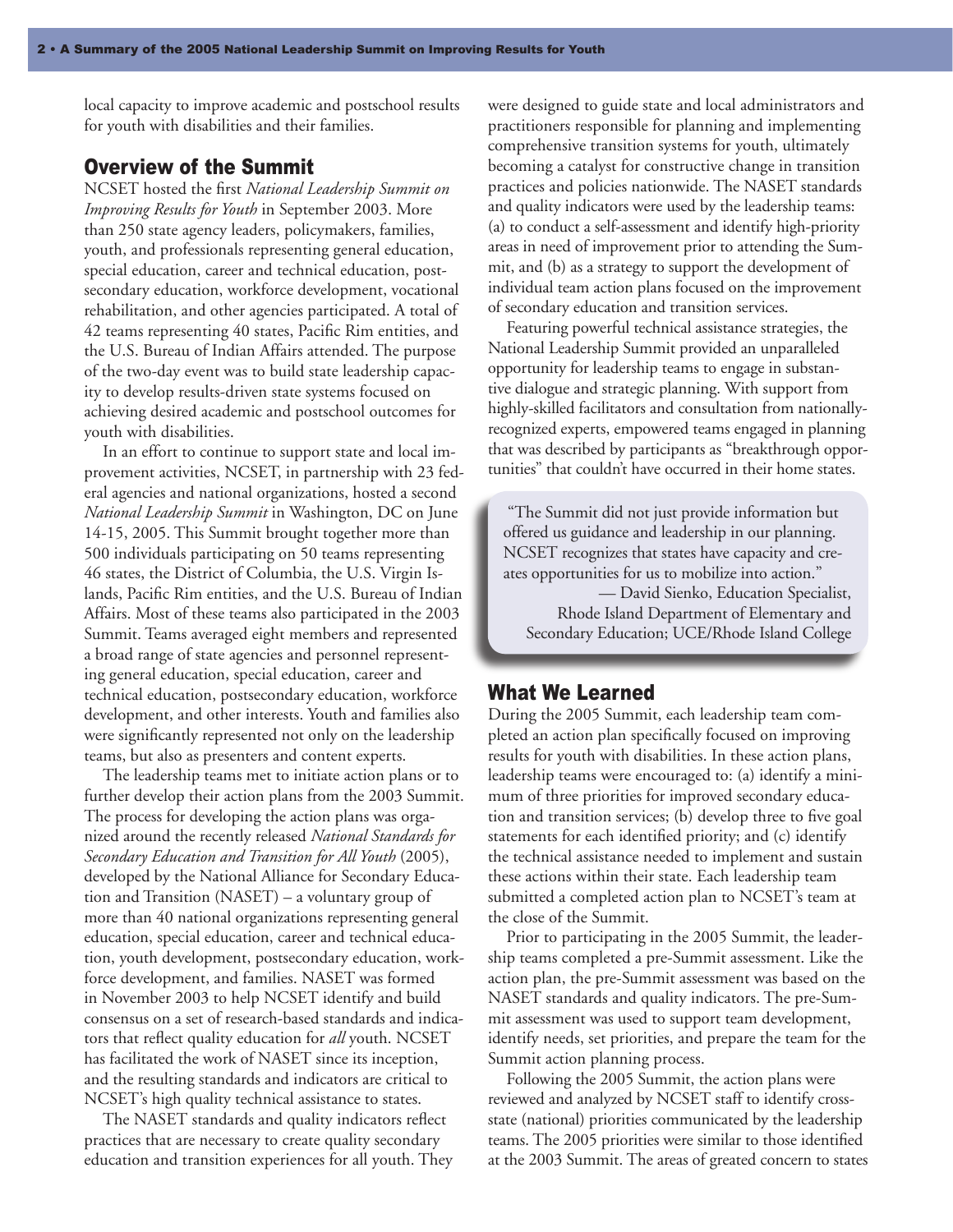local capacity to improve academic and postschool results for youth with disabilities and their families.

## Overview of the Summit

NCSET hosted the first *National Leadership Summit on Improving Results for Youth* in September 2003. More than 250 state agency leaders, policymakers, families, youth, and professionals representing general education, special education, career and technical education, postsecondary education, workforce development, vocational rehabilitation, and other agencies participated. A total of 42 teams representing 40 states, Pacific Rim entities, and the U.S. Bureau of Indian Affairs attended. The purpose of the two-day event was to build state leadership capacity to develop results-driven state systems focused on achieving desired academic and postschool outcomes for youth with disabilities.

In an effort to continue to support state and local improvement activities, NCSET, in partnership with 23 federal agencies and national organizations, hosted a second *National Leadership Summit* in Washington, DC on June 14-15, 2005. This Summit brought together more than 500 individuals participating on 50 teams representing 46 states, the District of Columbia, the U.S. Virgin Islands, Pacific Rim entities, and the U.S. Bureau of Indian Affairs. Most of these teams also participated in the 2003 Summit. Teams averaged eight members and represented a broad range of state agencies and personnel representing general education, special education, career and technical education, postsecondary education, workforce development, and other interests. Youth and families also were significantly represented not only on the leadership teams, but also as presenters and content experts.

The leadership teams met to initiate action plans or to further develop their action plans from the 2003 Summit. The process for developing the action plans was organized around the recently released *National Standards for Secondary Education and Transition for All Youth* (2005), developed by the National Alliance for Secondary Education and Transition (NASET) – a voluntary group of more than 40 national organizations representing general education, special education, career and technical education, youth development, postsecondary education, workforce development, and families. NASET was formed in November 2003 to help NCSET identify and build consensus on a set of research-based standards and indicators that reflect quality education for *all* youth. NCSET has facilitated the work of NASET since its inception, and the resulting standards and indicators are critical to NCSET's high quality technical assistance to states.

The NASET standards and quality indicators reflect practices that are necessary to create quality secondary education and transition experiences for all youth. They were designed to guide state and local administrators and practitioners responsible for planning and implementing comprehensive transition systems for youth, ultimately becoming a catalyst for constructive change in transition practices and policies nationwide. The NASET standards and quality indicators were used by the leadership teams: (a) to conduct a self-assessment and identify high-priority areas in need of improvement prior to attending the Summit, and (b) as a strategy to support the development of individual team action plans focused on the improvement of secondary education and transition services.

Featuring powerful technical assistance strategies, the National Leadership Summit provided an unparalleled opportunity for leadership teams to engage in substantive dialogue and strategic planning. With support from highly-skilled facilitators and consultation from nationally-recognized experts, empowered teams engaged in planning that was described by participants as "breakthrough opportunities" that couldn't have occurred in their home states.

> "The Summit did not just provide information but offered us guidance and leadership in our planning. NCSET recognizes that states have capacity and creates opportunities for us to mobilize into action."
> — David Sienko, Education Specialist, Rhode Island Department of Elementary and Secondary Education; UCE/Rhode Island College

## What We Learned

During the 2005 Summit, each leadership team completed an action plan specifically focused on improving results for youth with disabilities. In these action plans, leadership teams were encouraged to: (a) identify a minimum of three priorities for improved secondary education and transition services; (b) develop three to five goal statements for each identified priority; and (c) identify the technical assistance needed to implement and sustain these actions within their state. Each leadership team submitted a completed action plan to NCSET's team at the close of the Summit.

Prior to participating in the 2005 Summit, the leadership teams completed a pre-Summit assessment. Like the action plan, the pre-Summit assessment was based on the NASET standards and quality indicators. The pre-Summit assessment was used to support team development, identify needs, set priorities, and prepare the team for the Summit action planning process.

Following the 2005 Summit, the action plans were reviewed and analyzed by NCSET staff to identify cross-state (national) priorities communicated by the leadership teams. The 2005 priorities were similar to those identified at the 2003 Summit. The areas of greated concern to states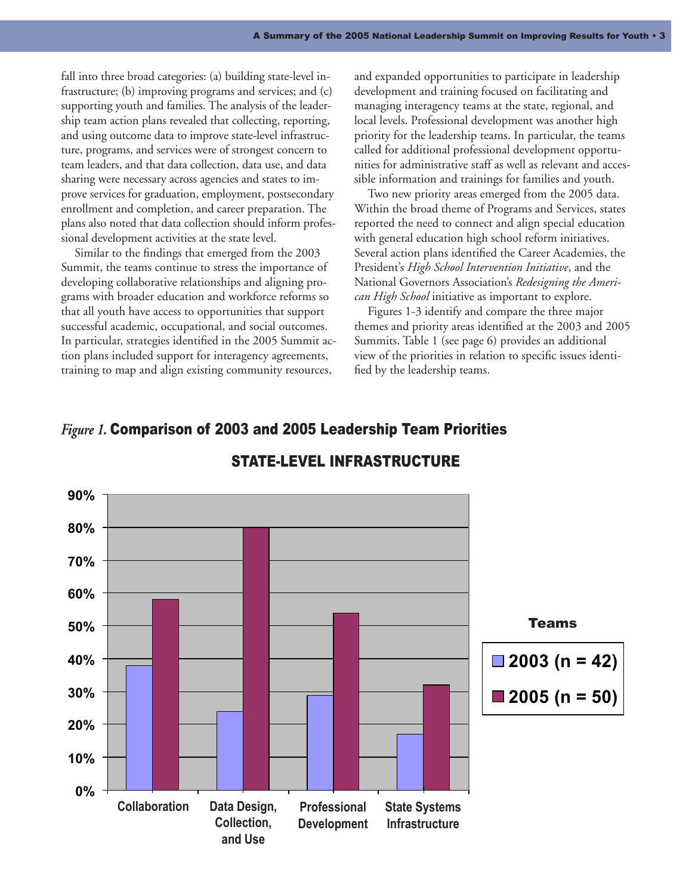fall into three broad categories: (a) building state-level infrastructure; (b) improving programs and services; and (c) supporting youth and families. The analysis of the leadership team action plans revealed that collecting, reporting, and using outcome data to improve state-level infrastructure, programs, and services were of strongest concern to team leaders, and that data collection, data use, and data sharing were necessary across agencies and states to improve services for graduation, employment, postsecondary enrollment and completion, and career preparation. The plans also noted that data collection should inform professional development activities at the state level.

Similar to the findings that emerged from the 2003 Summit, the teams continue to stress the importance of developing collaborative relationships and aligning programs with broader education and workforce reforms so that all youth have access to opportunities that support successful academic, occupational, and social outcomes. In particular, strategies identified in the 2005 Summit action plans included support for interagency agreements, training to map and align existing community resources, and expanded opportunities to participate in leadership development and training focused on facilitating and managing interagency teams at the state, regional, and local levels. Professional development was another high priority for the leadership teams. In particular, the teams called for additional professional development opportunities for administrative staff as well as relevant and accessible information and trainings for families and youth.

Two new priority areas emerged from the 2005 data. Within the broad theme of Programs and Services, states reported the need to connect and align special education with general education high school reform initiatives. Several action plans identified the Career Academies, the President's *High School Intervention Initiative*, and the National Governors Association's *Redesigning the American High School* initiative as important to explore.

Figures 1-3 identify and compare the three major themes and priority areas identified at the 2003 and 2005 Summits. Table 1 (see page 6) provides an additional view of the priorities in relation to specific issues identified by the leadership teams.

*Figure 1.* **Comparison of 2003 and 2005 Leadership Team Priorities**

**STATE-LEVEL INFRASTRUCTURE**

| Teams | Collaboration | Data Design, Collection, and Use | Professional Development | State Systems Infrastructure |
|---|---|---|---|---|
| 2003 (n = 42) | 38% | 24% | 29% | 17% |
| 2005 (n = 50) | 58% | 80% | 54% | 32% |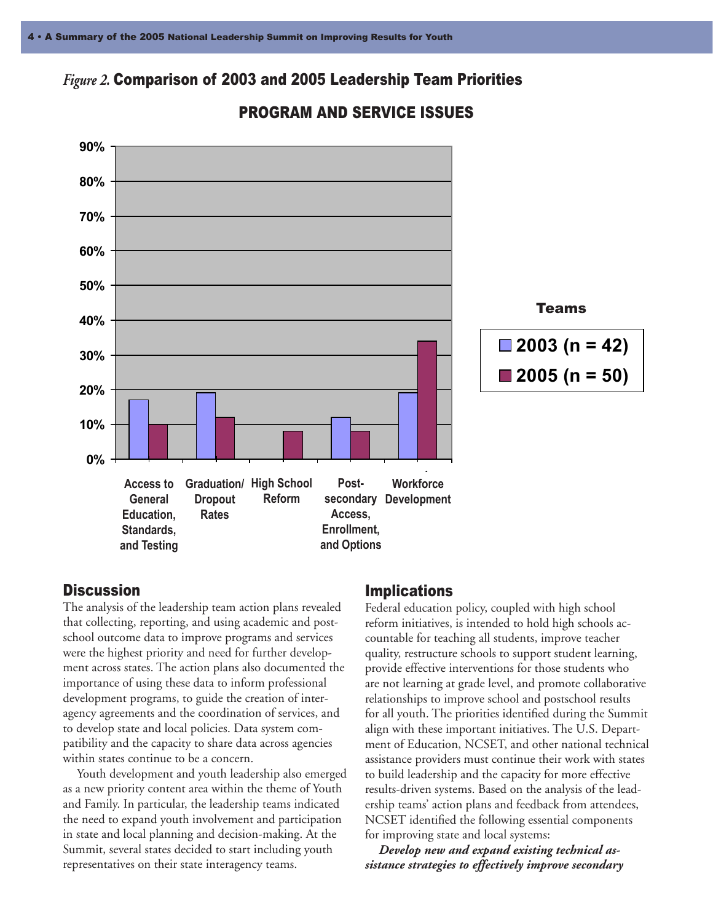*Figure 2.* **Comparison of 2003 and 2005 Leadership Team Priorities**

**PROGRAM AND SERVICE ISSUES**

| | 2003 (n = 42) | 2005 (n = 50) |
|---|---|---|
| Access to General Education, Standards, and Testing | 17% | 10% |
| Graduation/ Dropout Rates | 19% | 12% |
| High School Reform | | 8% |
| Post-secondary Access, Enrollment, and Options | 12% | 8% |
| Workforce Development | 19% | 34% |

## Discussion

The analysis of the leadership team action plans revealed that collecting, reporting, and using academic and post-school outcome data to improve programs and services were the highest priority and need for further development across states. The action plans also documented the importance of using these data to inform professional development programs, to guide the creation of interagency agreements and the coordination of services, and to develop state and local policies. Data system compatibility and the capacity to share data across agencies within states continue to be a concern.

Youth development and youth leadership also emerged as a new priority content area within the theme of Youth and Family. In particular, the leadership teams indicated the need to expand youth involvement and participation in state and local planning and decision-making. At the Summit, several states decided to start including youth representatives on their state interagency teams.

## Implications

Federal education policy, coupled with high school reform initiatives, is intended to hold high schools accountable for teaching all students, improve teacher quality, restructure schools to support student learning, provide effective interventions for those students who are not learning at grade level, and promote collaborative relationships to improve school and postschool results for all youth. The priorities identified during the Summit align with these important initiatives. The U.S. Department of Education, NCSET, and other national technical assistance providers must continue their work with states to build leadership and the capacity for more effective results-driven systems. Based on the analysis of the leadership teams' action plans and feedback from attendees, NCSET identified the following essential components for improving state and local systems:

***Develop new and expand existing technical assistance strategies to effectively improve secondary***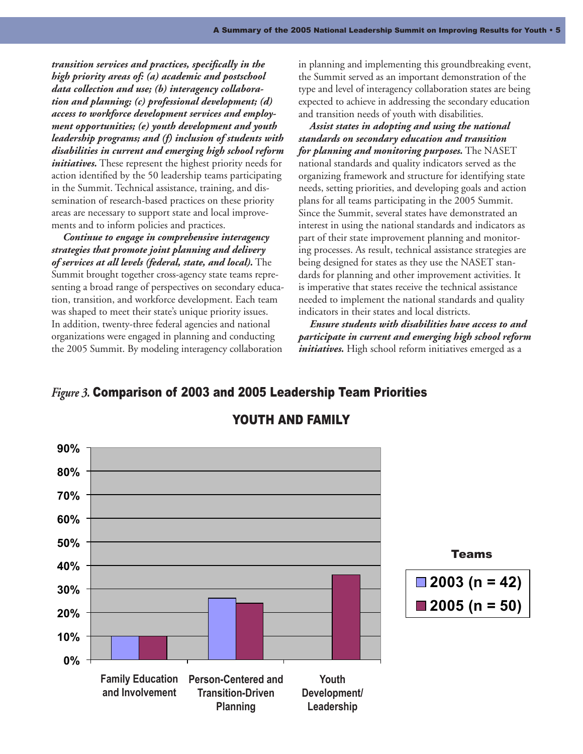***transition services and practices, specifically in the high priority areas of: (a) academic and postschool data collection and use; (b) interagency collaboration and planning; (c) professional development; (d) access to workforce development services and employment opportunities; (e) youth development and youth leadership programs; and (f) inclusion of students with disabilities in current and emerging high school reform initiatives.*** These represent the highest priority needs for action identified by the 50 leadership teams participating in the Summit. Technical assistance, training, and dissemination of research-based practices on these priority areas are necessary to support state and local improvements and to inform policies and practices.

***Continue to engage in comprehensive interagency strategies that promote joint planning and delivery of services at all levels (federal, state, and local).*** The Summit brought together cross-agency state teams representing a broad range of perspectives on secondary education, transition, and workforce development. Each team was shaped to meet their state's unique priority issues. In addition, twenty-three federal agencies and national organizations were engaged in planning and conducting the 2005 Summit. By modeling interagency collaboration in planning and implementing this groundbreaking event, the Summit served as an important demonstration of the type and level of interagency collaboration states are being expected to achieve in addressing the secondary education and transition needs of youth with disabilities.

***Assist states in adopting and using the national standards on secondary education and transition for planning and monitoring purposes.*** The NASET national standards and quality indicators served as the organizing framework and structure for identifying state needs, setting priorities, and developing goals and action plans for all teams participating in the 2005 Summit. Since the Summit, several states have demonstrated an interest in using the national standards and indicators as part of their state improvement planning and monitoring processes. As result, technical assistance strategies are being designed for states as they use the NASET standards for planning and other improvement activities. It is imperative that states receive the technical assistance needed to implement the national standards and quality indicators in their states and local districts.

***Ensure students with disabilities have access to and participate in current and emerging high school reform initiatives.*** High school reform initiatives emerged as a

*Figure 3.* **Comparison of 2003 and 2005 Leadership Team Priorities**

**YOUTH AND FAMILY**

| Priority | 2003 (n = 42) | 2005 (n = 50) |
|---|---|---|
| Family Education and Involvement | 10% | 10% |
| Person-Centered and Transition-Driven Planning | 26% | 24% |
| Youth Development/ Leadership | 0% | 36% |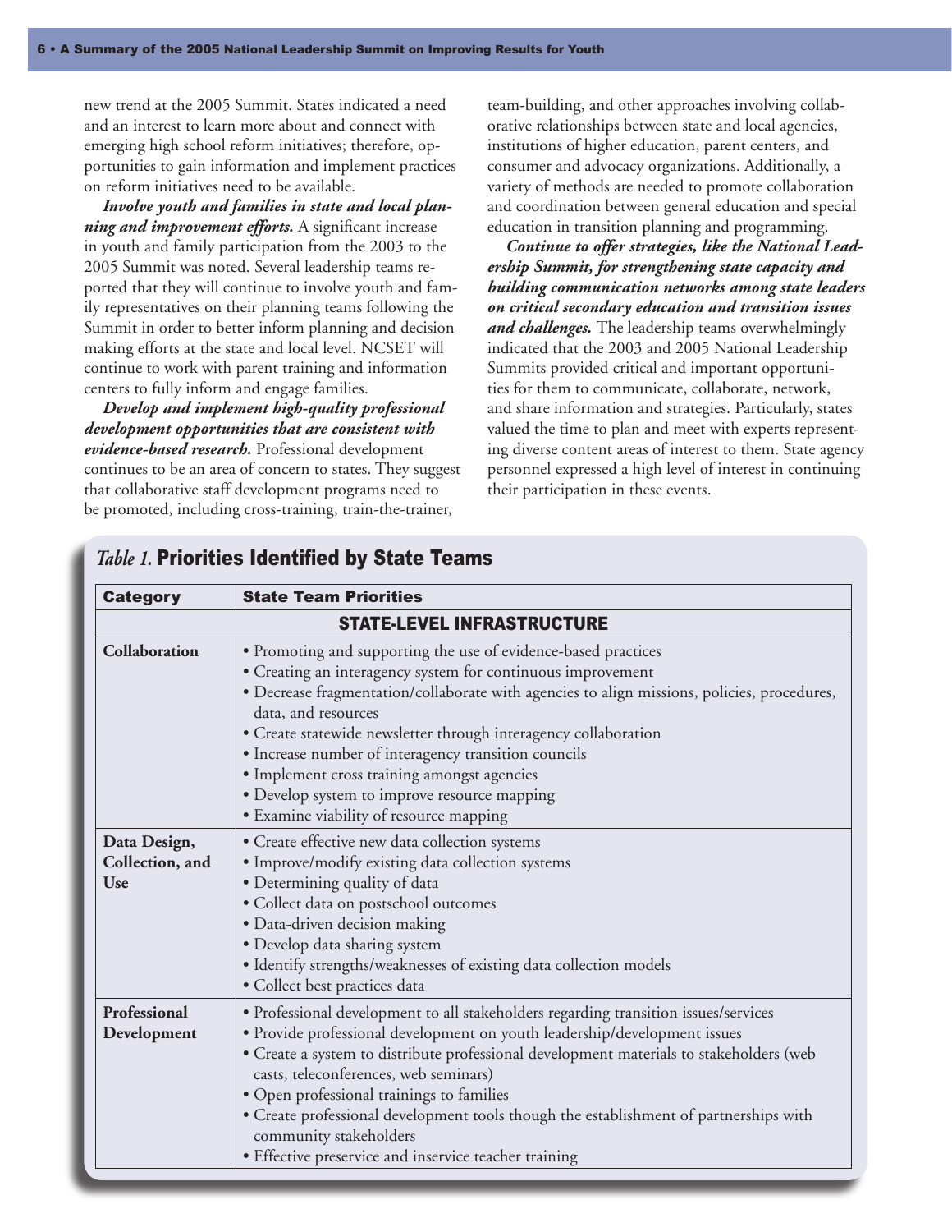new trend at the 2005 Summit. States indicated a need and an interest to learn more about and connect with emerging high school reform initiatives; therefore, opportunities to gain information and implement practices on reform initiatives need to be available.

***Involve youth and families in state and local planning and improvement efforts.*** A significant increase in youth and family participation from the 2003 to the 2005 Summit was noted. Several leadership teams reported that they will continue to involve youth and family representatives on their planning teams following the Summit in order to better inform planning and decision making efforts at the state and local level. NCSET will continue to work with parent training and information centers to fully inform and engage families.

***Develop and implement high-quality professional development opportunities that are consistent with evidence-based research.*** Professional development continues to be an area of concern to states. They suggest that collaborative staff development programs need to be promoted, including cross-training, train-the-trainer, team-building, and other approaches involving collaborative relationships between state and local agencies, institutions of higher education, parent centers, and consumer and advocacy organizations. Additionally, a variety of methods are needed to promote collaboration and coordination between general education and special education in transition planning and programming.

***Continue to offer strategies, like the National Leadership Summit, for strengthening state capacity and building communication networks among state leaders on critical secondary education and transition issues and challenges.*** The leadership teams overwhelmingly indicated that the 2003 and 2005 National Leadership Summits provided critical and important opportunities for them to communicate, collaborate, network, and share information and strategies. Particularly, states valued the time to plan and meet with experts representing diverse content areas of interest to them. State agency personnel expressed a high level of interest in continuing their participation in these events.

## *Table 1.* Priorities Identified by State Teams

| Category | State Team Priorities |
|---|---|
| **STATE-LEVEL INFRASTRUCTURE** | |
| **Collaboration** | • Promoting and supporting the use of evidence-based practices<br>• Creating an interagency system for continuous improvement<br>• Decrease fragmentation/collaborate with agencies to align missions, policies, procedures, data, and resources<br>• Create statewide newsletter through interagency collaboration<br>• Increase number of interagency transition councils<br>• Implement cross training amongst agencies<br>• Develop system to improve resource mapping<br>• Examine viability of resource mapping |
| **Data Design, Collection, and Use** | • Create effective new data collection systems<br>• Improve/modify existing data collection systems<br>• Determining quality of data<br>• Collect data on postschool outcomes<br>• Data-driven decision making<br>• Develop data sharing system<br>• Identify strengths/weaknesses of existing data collection models<br>• Collect best practices data |
| **Professional Development** | • Professional development to all stakeholders regarding transition issues/services<br>• Provide professional development on youth leadership/development issues<br>• Create a system to distribute professional development materials to stakeholders (web casts, teleconferences, web seminars)<br>• Open professional trainings to families<br>• Create professional development tools though the establishment of partnerships with community stakeholders<br>• Effective preservice and inservice teacher training |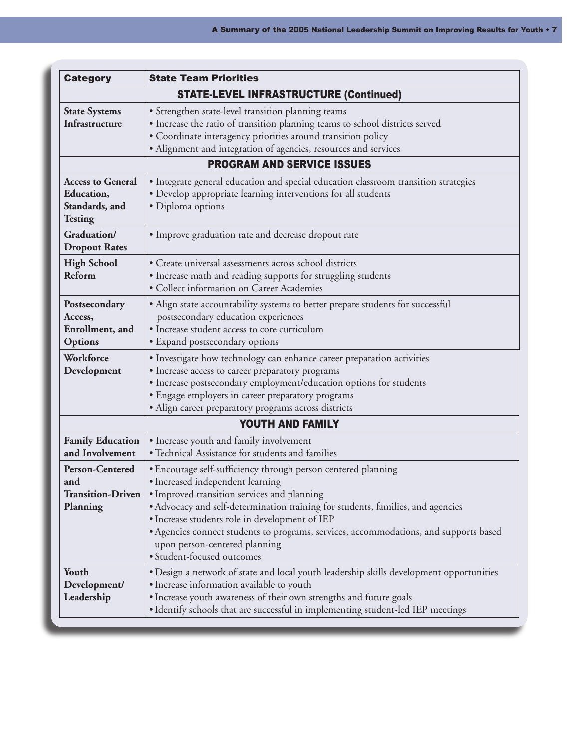| Category | State Team Priorities |
|---|---|
| **STATE-LEVEL INFRASTRUCTURE (Continued)** | |
| **State Systems Infrastructure** | • Strengthen state-level transition planning teams<br>• Increase the ratio of transition planning teams to school districts served<br>• Coordinate interagency priorities around transition policy<br>• Alignment and integration of agencies, resources and services |
| **PROGRAM AND SERVICE ISSUES** | |
| **Access to General Education, Standards, and Testing** | • Integrate general education and special education classroom transition strategies<br>• Develop appropriate learning interventions for all students<br>• Diploma options |
| **Graduation/ Dropout Rates** | • Improve graduation rate and decrease dropout rate |
| **High School Reform** | • Create universal assessments across school districts<br>• Increase math and reading supports for struggling students<br>• Collect information on Career Academies |
| **Postsecondary Access, Enrollment, and Options** | • Align state accountability systems to better prepare students for successful postsecondary education experiences<br>• Increase student access to core curriculum<br>• Expand postsecondary options |
| **Workforce Development** | • Investigate how technology can enhance career preparation activities<br>• Increase access to career preparatory programs<br>• Increase postsecondary employment/education options for students<br>• Engage employers in career preparatory programs<br>• Align career preparatory programs across districts |
| **YOUTH AND FAMILY** | |
| **Family Education and Involvement** | • Increase youth and family involvement<br>• Technical Assistance for students and families |
| **Person-Centered and Transition-Driven Planning** | • Encourage self-sufficiency through person centered planning<br>• Increased independent learning<br>• Improved transition services and planning<br>• Advocacy and self-determination training for students, families, and agencies<br>• Increase students role in development of IEP<br>• Agencies connect students to programs, services, accommodations, and supports based upon person-centered planning<br>• Student-focused outcomes |
| **Youth Development/ Leadership** | • Design a network of state and local youth leadership skills development opportunities<br>• Increase information available to youth<br>• Increase youth awareness of their own strengths and future goals<br>• Identify schools that are successful in implementing student-led IEP meetings |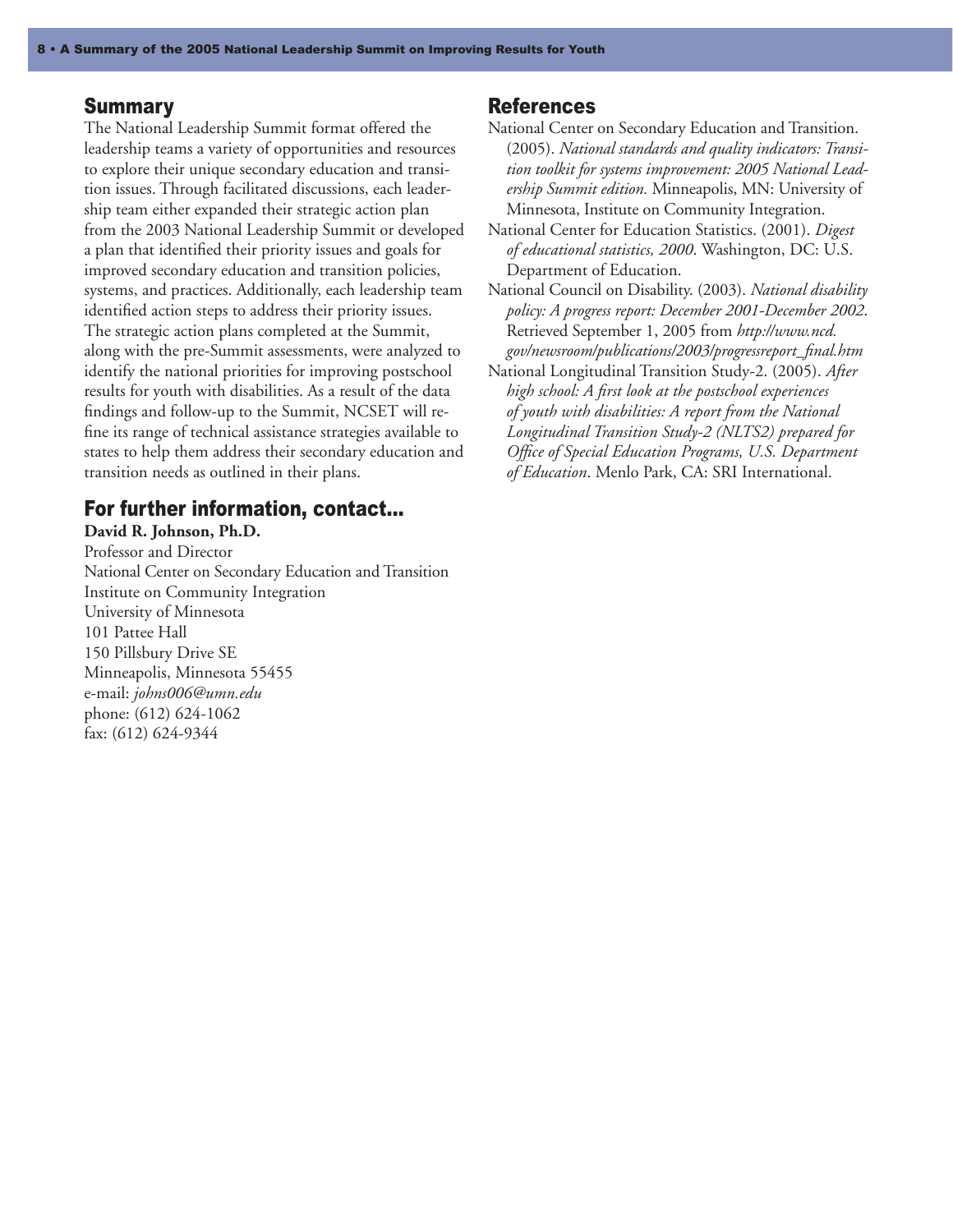## Summary

The National Leadership Summit format offered the leadership teams a variety of opportunities and resources to explore their unique secondary education and transition issues. Through facilitated discussions, each leadership team either expanded their strategic action plan from the 2003 National Leadership Summit or developed a plan that identified their priority issues and goals for improved secondary education and transition policies, systems, and practices. Additionally, each leadership team identified action steps to address their priority issues. The strategic action plans completed at the Summit, along with the pre-Summit assessments, were analyzed to identify the national priorities for improving postschool results for youth with disabilities. As a result of the data findings and follow-up to the Summit, NCSET will refine its range of technical assistance strategies available to states to help them address their secondary education and transition needs as outlined in their plans.

## For further information, contact…

**David R. Johnson, Ph.D.**
Professor and Director
National Center on Secondary Education and Transition
Institute on Community Integration
University of Minnesota
101 Pattee Hall
150 Pillsbury Drive SE
Minneapolis, Minnesota 55455
e-mail: *johns006@umn.edu*
phone: (612) 624-1062
fax: (612) 624-9344

## References

National Center on Secondary Education and Transition. (2005). *National standards and quality indicators: Transition toolkit for systems improvement: 2005 National Leadership Summit edition.* Minneapolis, MN: University of Minnesota, Institute on Community Integration.

National Center for Education Statistics. (2001). *Digest of educational statistics, 2000*. Washington, DC: U.S. Department of Education.

National Council on Disability. (2003). *National disability policy: A progress report: December 2001-December 2002*. Retrieved September 1, 2005 from *http://www.ncd.gov/newsroom/publications/2003/progressreport_final.htm*

National Longitudinal Transition Study-2. (2005). *After high school: A first look at the postschool experiences of youth with disabilities: A report from the National Longitudinal Transition Study-2 (NLTS2) prepared for Office of Special Education Programs, U.S. Department of Education*. Menlo Park, CA: SRI International.